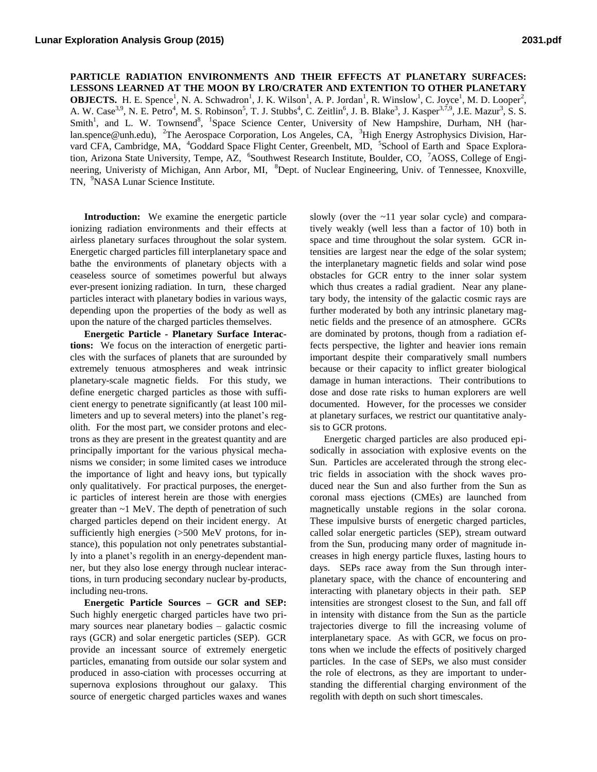# PARTICLE RADIATION ENVIRONMENTS AND THEIR EFFECTS AT PLANETARY SURFACES: LESSONS LEARNED AT THE MOON BY LRO/CRATER AND EXTENTION TO OTHER PLANETARY OBJECTS.

H. E. Spence[1], N. A. Schwadron[1], J. K. Wilson[1], A. P. Jordan[1], R. Winslow[1], C. Joyce[1], M. D. Looper[2], A. W. Case[3,9], N. E. Petro[4], M. S. Robinson[5], T. J. Stubbs[4], C. Zeitlin[6], J. B. Blake[3], J. Kasper[3,7,9], J.E. Mazur[3], S. S. Smith[1], and L. W. Townsend[8], [1]Space Science Center, University of New Hampshire, Durham, NH (harlan.spence@unh.edu), [2]The Aerospace Corporation, Los Angeles, CA, [3]High Energy Astrophysics Division, Harvard CFA, Cambridge, MA, [4]Goddard Space Flight Center, Greenbelt, MD, [5]School of Earth and Space Exploration, Arizona State University, Tempe, AZ, [6]Southwest Research Institute, Boulder, CO, [7]AOSS, College of Engineering, Univeristy of Michigan, Ann Arbor, MI, [8]Dept. of Nuclear Engineering, Univ. of Tennessee, Knoxville, TN, [9]NASA Lunar Science Institute.

**Introduction:** We examine the energetic particle ionizing radiation environments and their effects at airless planetary surfaces throughout the solar system. Energetic charged particles fill interplanetary space and bathe the environments of planetary objects with a ceaseless source of sometimes powerful but always ever-present ionizing radiation. In turn, these charged particles interact with planetary bodies in various ways, depending upon the properties of the body as well as upon the nature of the charged particles themselves.

**Energetic Particle - Planetary Surface Interactions:** We focus on the interaction of energetic particles with the surfaces of planets that are surounded by extremely tenuous atmospheres and weak intrinsic planetary-scale magnetic fields. For this study, we define energetic charged particles as those with sufficient energy to penetrate significantly (at least 100 millimeters and up to several meters) into the planet's regolith. For the most part, we consider protons and electrons as they are present in the greatest quantity and are principally important for the various physical mechanisms we consider; in some limited cases we introduce the importance of light and heavy ions, but typically only qualitatively. For practical purposes, the energetic particles of interest herein are those with energies greater than ~1 MeV. The depth of penetration of such charged particles depend on their incident energy. At sufficiently high energies (>500 MeV protons, for instance), this population not only penetrates substantially into a planet's regolith in an energy-dependent manner, but they also lose energy through nuclear interactions, in turn producing secondary nuclear by-products, including neu-trons.

**Energetic Particle Sources – GCR and SEP:** Such highly energetic charged particles have two primary sources near planetary bodies – galactic cosmic rays (GCR) and solar energetic particles (SEP). GCR provide an incessant source of extremely energetic particles, emanating from outside our solar system and produced in asso-ciation with processes occurring at supernova explosions throughout our galaxy. This source of energetic charged particles waxes and wanes slowly (over the ~11 year solar cycle) and comparatively weakly (well less than a factor of 10) both in space and time throughout the solar system. GCR intensities are largest near the edge of the solar system; the interplanetary magnetic fields and solar wind pose obstacles for GCR entry to the inner solar system which thus creates a radial gradient. Near any planetary body, the intensity of the galactic cosmic rays are further moderated by both any intrinsic planetary magnetic fields and the presence of an atmosphere. GCRs are dominated by protons, though from a radiation effects perspective, the lighter and heavier ions remain important despite their comparatively small numbers because or their capacity to inflict greater biological damage in human interactions. Their contributions to dose and dose rate risks to human explorers are well documented. However, for the processes we consider at planetary surfaces, we restrict our quantitative analysis to GCR protons.

Energetic charged particles are also produced episodically in association with explosive events on the Sun. Particles are accelerated through the strong electric fields in association with the shock waves produced near the Sun and also further from the Sun as coronal mass ejections (CMEs) are launched from magnetically unstable regions in the solar corona. These impulsive bursts of energetic charged particles, called solar energetic particles (SEP), stream outward from the Sun, producing many order of magnitude increases in high energy particle fluxes, lasting hours to days. SEPs race away from the Sun through interplanetary space, with the chance of encountering and interacting with planetary objects in their path. SEP intensities are strongest closest to the Sun, and fall off in intensity with distance from the Sun as the particle trajectories diverge to fill the increasing volume of interplanetary space. As with GCR, we focus on protons when we include the effects of positively charged particles. In the case of SEPs, we also must consider the role of electrons, as they are important to understanding the differential charging environment of the regolith with depth on such short timescales.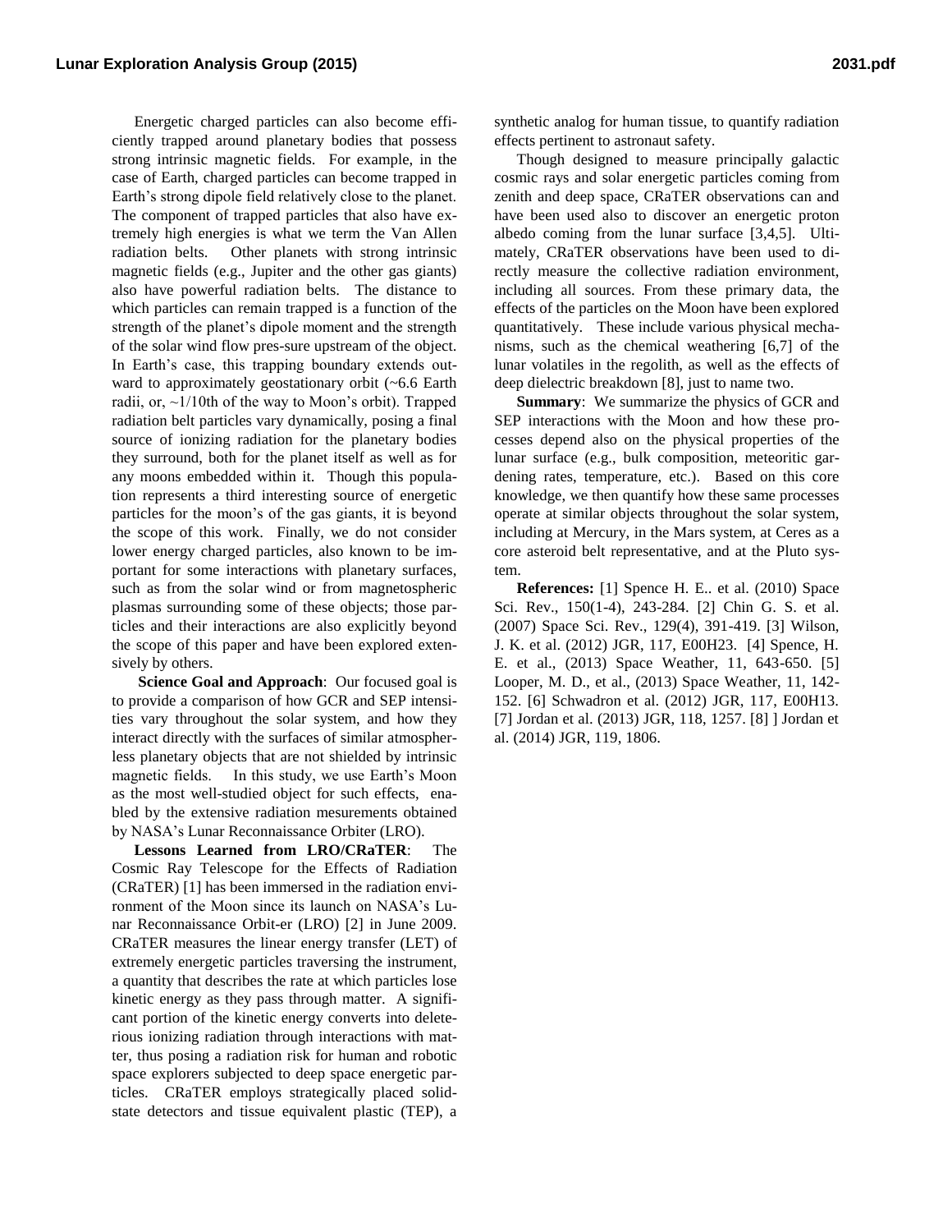Energetic charged particles can also become efficiently trapped around planetary bodies that possess strong intrinsic magnetic fields. For example, in the case of Earth, charged particles can become trapped in Earth's strong dipole field relatively close to the planet. The component of trapped particles that also have extremely high energies is what we term the Van Allen radiation belts. Other planets with strong intrinsic magnetic fields (e.g., Jupiter and the other gas giants) also have powerful radiation belts. The distance to which particles can remain trapped is a function of the strength of the planet's dipole moment and the strength of the solar wind flow pres-sure upstream of the object. In Earth's case, this trapping boundary extends outward to approximately geostationary orbit (~6.6 Earth radii, or, ~1/10th of the way to Moon's orbit). Trapped radiation belt particles vary dynamically, posing a final source of ionizing radiation for the planetary bodies they surround, both for the planet itself as well as for any moons embedded within it. Though this population represents a third interesting source of energetic particles for the moon's of the gas giants, it is beyond the scope of this work. Finally, we do not consider lower energy charged particles, also known to be important for some interactions with planetary surfaces, such as from the solar wind or from magnetospheric plasmas surrounding some of these objects; those particles and their interactions are also explicitly beyond the scope of this paper and have been explored extensively by others.

**Science Goal and Approach**: Our focused goal is to provide a comparison of how GCR and SEP intensities vary throughout the solar system, and how they interact directly with the surfaces of similar atmospherless planetary objects that are not shielded by intrinsic magnetic fields. In this study, we use Earth's Moon as the most well-studied object for such effects, enabled by the extensive radiation mesurements obtained by NASA's Lunar Reconnaissance Orbiter (LRO).

**Lessons Learned from LRO/CRaTER**: The Cosmic Ray Telescope for the Effects of Radiation (CRaTER) [1] has been immersed in the radiation environment of the Moon since its launch on NASA's Lunar Reconnaissance Orbit-er (LRO) [2] in June 2009. CRaTER measures the linear energy transfer (LET) of extremely energetic particles traversing the instrument, a quantity that describes the rate at which particles lose kinetic energy as they pass through matter. A significant portion of the kinetic energy converts into deleterious ionizing radiation through interactions with matter, thus posing a radiation risk for human and robotic space explorers subjected to deep space energetic particles. CRaTER employs strategically placed solid-state detectors and tissue equivalent plastic (TEP), a synthetic analog for human tissue, to quantify radiation effects pertinent to astronaut safety.

Though designed to measure principally galactic cosmic rays and solar energetic particles coming from zenith and deep space, CRaTER observations can and have been used also to discover an energetic proton albedo coming from the lunar surface [3,4,5]. Ultimately, CRaTER observations have been used to directly measure the collective radiation environment, including all sources. From these primary data, the effects of the particles on the Moon have been explored quantitatively. These include various physical mechanisms, such as the chemical weathering [6,7] of the lunar volatiles in the regolith, as well as the effects of deep dielectric breakdown [8], just to name two.

**Summary**: We summarize the physics of GCR and SEP interactions with the Moon and how these processes depend also on the physical properties of the lunar surface (e.g., bulk composition, meteoritic gardening rates, temperature, etc.). Based on this core knowledge, we then quantify how these same processes operate at similar objects throughout the solar system, including at Mercury, in the Mars system, at Ceres as a core asteroid belt representative, and at the Pluto system.

**References:** [1] Spence H. E.. et al. (2010) Space Sci. Rev., 150(1-4), 243-284. [2] Chin G. S. et al. (2007) Space Sci. Rev., 129(4), 391-419. [3] Wilson, J. K. et al. (2012) JGR, 117, E00H23. [4] Spence, H. E. et al., (2013) Space Weather, 11, 643-650. [5] Looper, M. D., et al., (2013) Space Weather, 11, 142-152. [6] Schwadron et al. (2012) JGR, 117, E00H13. [7] Jordan et al. (2013) JGR, 118, 1257. [8] ] Jordan et al. (2014) JGR, 119, 1806.